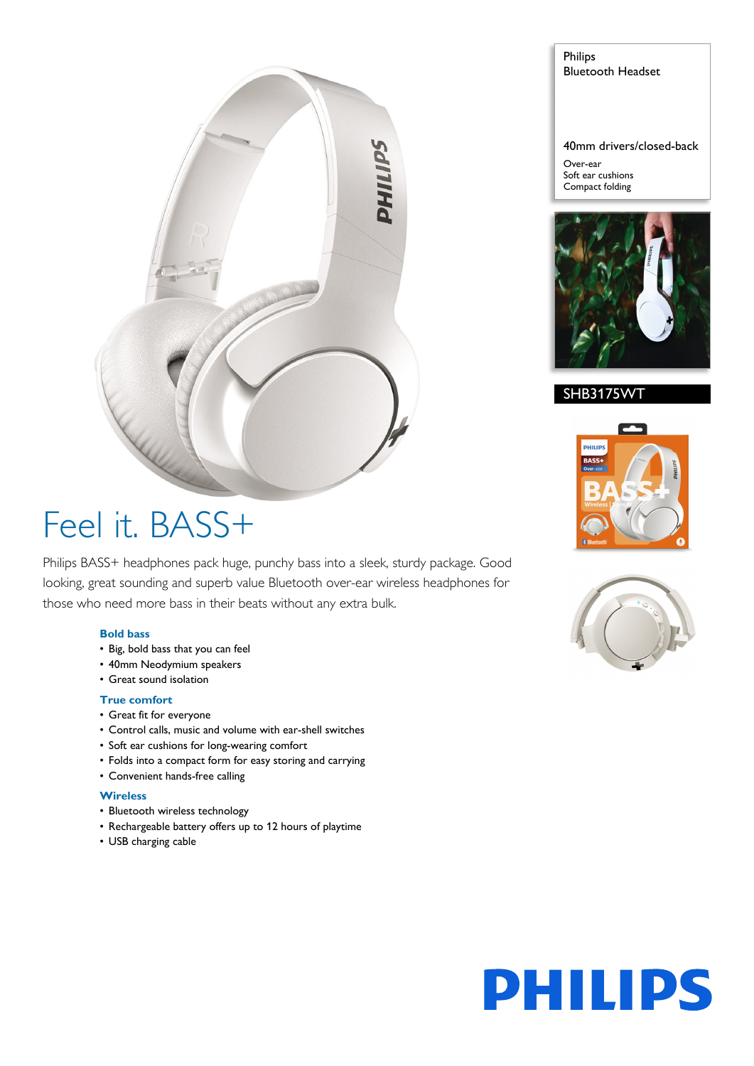Philips
Bluetooth Headset

40mm drivers/closed-back

Over-ear
Soft ear cushions
Compact folding

SHB3175WT

# Feel it. BASS+

Philips BASS+ headphones pack huge, punchy bass into a sleek, sturdy package. Good looking, great sounding and superb value Bluetooth over-ear wireless headphones for those who need more bass in their beats without any extra bulk.

### Bold bass

- Big, bold bass that you can feel
- 40mm Neodymium speakers
- Great sound isolation

### True comfort

- Great fit for everyone
- Control calls, music and volume with ear-shell switches
- Soft ear cushions for long-wearing comfort
- Folds into a compact form for easy storing and carrying
- Convenient hands-free calling

### Wireless

- Bluetooth wireless technology
- Rechargeable battery offers up to 12 hours of playtime
- USB charging cable

PHILIPS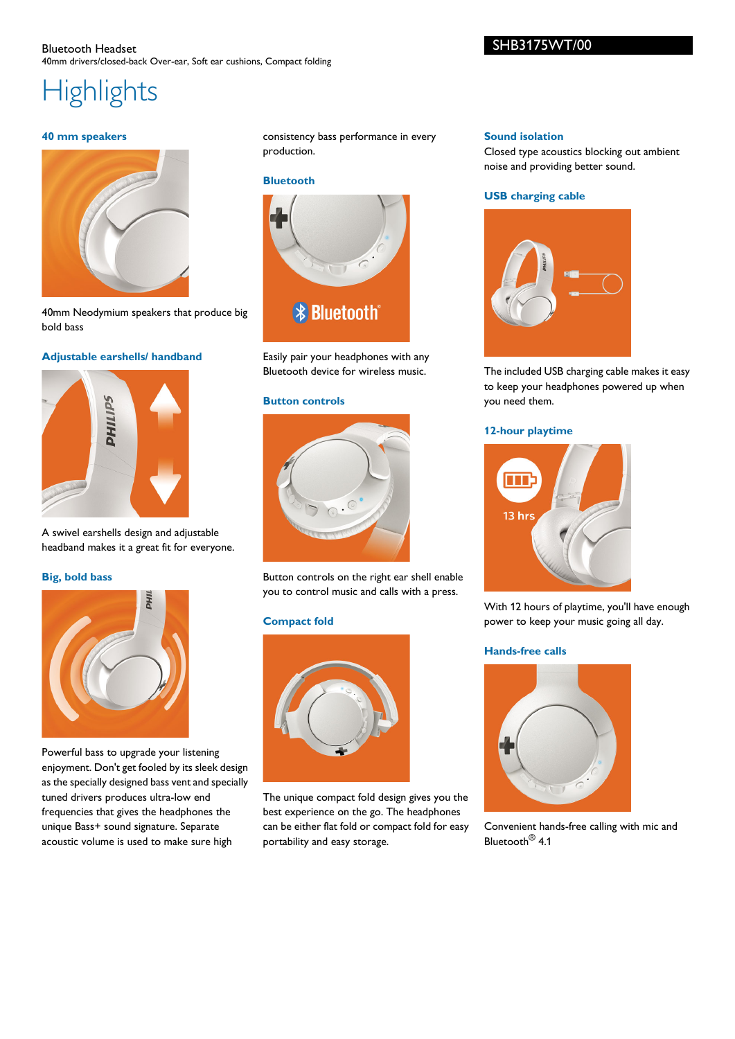Bluetooth Headset
40mm drivers/closed-back Over-ear, Soft ear cushions, Compact folding

SHB3175WT/00

# Highlights

### 40 mm speakers

40mm Neodymium speakers that produce big bold bass

### Adjustable earshells/ handband

A swivel earshells design and adjustable headband makes it a great fit for everyone.

### Big, bold bass

Powerful bass to upgrade your listening enjoyment. Don't get fooled by its sleek design as the specially designed bass vent and specially tuned drivers produces ultra-low end frequencies that gives the headphones the unique Bass+ sound signature. Separate acoustic volume is used to make sure high consistency bass performance in every production.

### Bluetooth

Easily pair your headphones with any Bluetooth device for wireless music.

### Button controls

Button controls on the right ear shell enable you to control music and calls with a press.

### Compact fold

The unique compact fold design gives you the best experience on the go. The headphones can be either flat fold or compact fold for easy portability and easy storage.

### Sound isolation

Closed type acoustics blocking out ambient noise and providing better sound.

### USB charging cable

The included USB charging cable makes it easy to keep your headphones powered up when you need them.

### 12-hour playtime

With 12 hours of playtime, you'll have enough power to keep your music going all day.

### Hands-free calls

Convenient hands-free calling with mic and Bluetooth® 4.1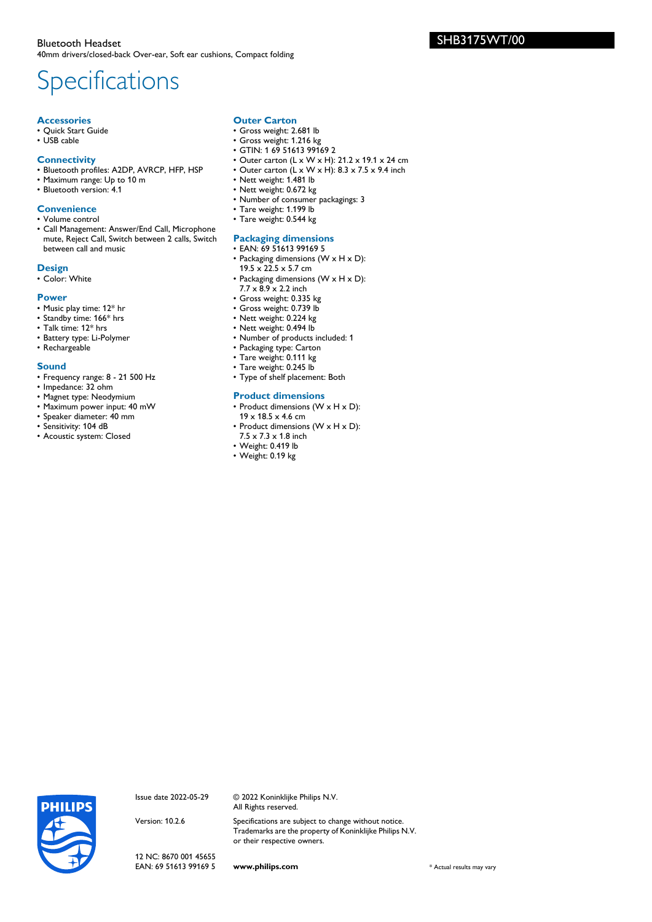Bluetooth Headset

40mm drivers/closed-back Over-ear, Soft ear cushions, Compact folding

SHB3175WT/00

# Specifications

### Accessories

- Quick Start Guide
- USB cable

### Connectivity

- Bluetooth profiles: A2DP, AVRCP, HFP, HSP
- Maximum range: Up to 10 m
- Bluetooth version: 4.1

### Convenience

- Volume control
- Call Management: Answer/End Call, Microphone mute, Reject Call, Switch between 2 calls, Switch between call and music

### Design

- Color: White

### Power

- Music play time: 12* hr
- Standby time: 166* hrs
- Talk time: 12* hrs
- Battery type: Li-Polymer
- Rechargeable

### Sound

- Frequency range: 8 - 21 500 Hz
- Impedance: 32 ohm
- Magnet type: Neodymium
- Maximum power input: 40 mW
- Speaker diameter: 40 mm
- Sensitivity: 104 dB
- Acoustic system: Closed

### Outer Carton

- Gross weight: 2.681 lb
- Gross weight: 1.216 kg
- GTIN: 1 69 51613 99169 2
- Outer carton (L x W x H): 21.2 x 19.1 x 24 cm
- Outer carton (L x W x H): 8.3 x 7.5 x 9.4 inch
- Nett weight: 1.481 lb
- Nett weight: 0.672 kg
- Number of consumer packagings: 3
- Tare weight: 1.199 lb
- Tare weight: 0.544 kg

### Packaging dimensions

- EAN: 69 51613 99169 5
- Packaging dimensions (W x H x D): 19.5 x 22.5 x 5.7 cm
- Packaging dimensions (W x H x D): 7.7 x 8.9 x 2.2 inch
- Gross weight: 0.335 kg
- Gross weight: 0.739 lb
- Nett weight: 0.224 kg
- Nett weight: 0.494 lb
- Number of products included: 1
- Packaging type: Carton
- Tare weight: 0.111 kg
- Tare weight: 0.245 lb
- Type of shelf placement: Both

### Product dimensions

- Product dimensions (W x H x D): 19 x 18.5 x 4.6 cm
- Product dimensions (W x H x D): 7.5 x 7.3 x 1.8 inch
- Weight: 0.419 lb
- Weight: 0.19 kg

Issue date 2022-05-29

Version: 10.2.6

12 NC: 8670 001 45655
EAN: 69 51613 99169 5

© 2022 Koninklijke Philips N.V.
All Rights reserved.

Specifications are subject to change without notice. Trademarks are the property of Koninklijke Philips N.V. or their respective owners.

**www.philips.com**

* Actual results may vary